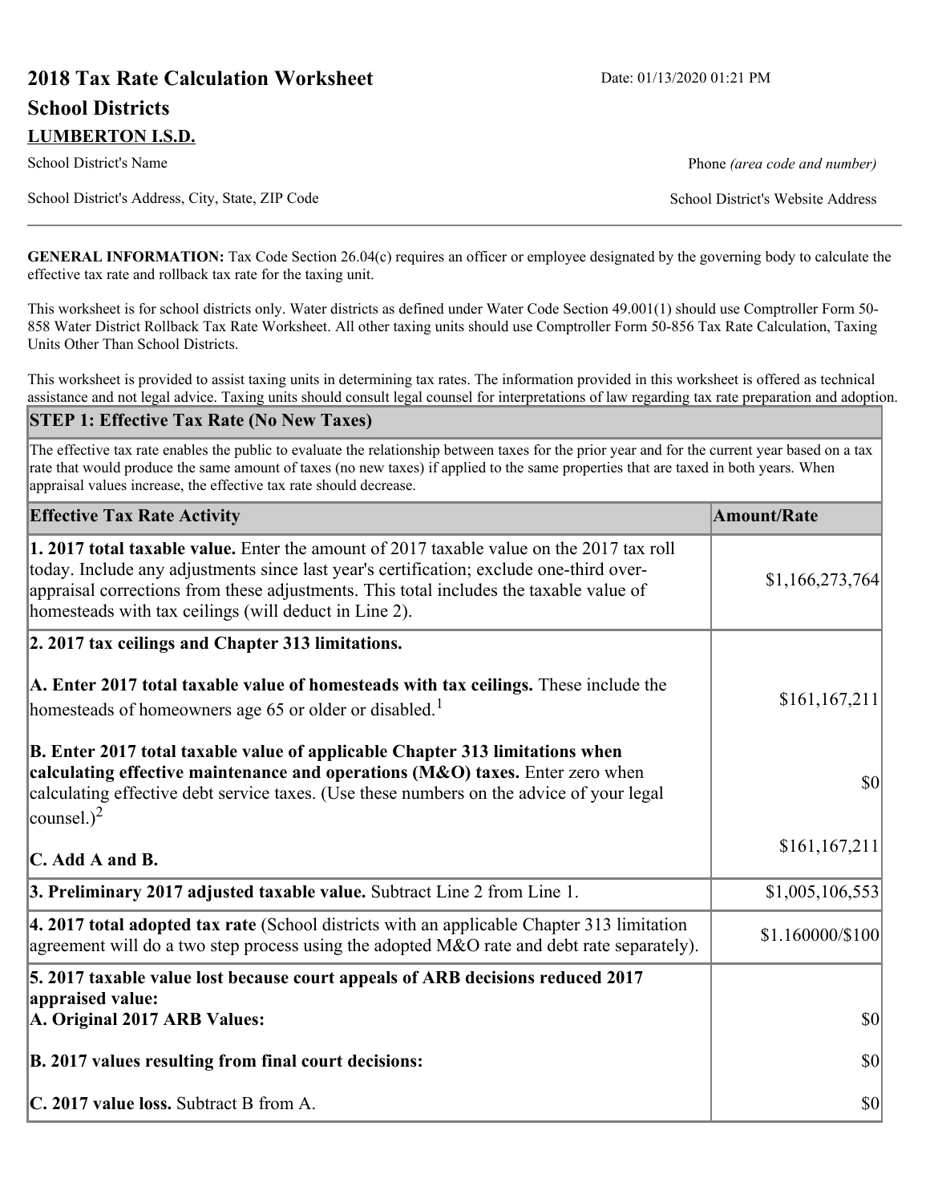# 2018 Tax Rate Calculation Worksheet

Date: 01/13/2020 01:21 PM

## School Districts

**LUMBERTON I.S.D.**

School District's Name | Phone *(area code and number)*

School District's Address, City, State, ZIP Code | School District's Website Address

**GENERAL INFORMATION:** Tax Code Section 26.04(c) requires an officer or employee designated by the governing body to calculate the effective tax rate and rollback tax rate for the taxing unit.

This worksheet is for school districts only. Water districts as defined under Water Code Section 49.001(1) should use Comptroller Form 50-858 Water District Rollback Tax Rate Worksheet. All other taxing units should use Comptroller Form 50-856 Tax Rate Calculation, Taxing Units Other Than School Districts.

This worksheet is provided to assist taxing units in determining tax rates. The information provided in this worksheet is offered as technical assistance and not legal advice. Taxing units should consult legal counsel for interpretations of law regarding tax rate preparation and adoption.

**STEP 1: Effective Tax Rate (No New Taxes)**

The effective tax rate enables the public to evaluate the relationship between taxes for the prior year and for the current year based on a tax rate that would produce the same amount of taxes (no new taxes) if applied to the same properties that are taxed in both years. When appraisal values increase, the effective tax rate should decrease.

| Effective Tax Rate Activity | Amount/Rate |
|---|---|
| **1. 2017 total taxable value.** Enter the amount of 2017 taxable value on the 2017 tax roll today. Include any adjustments since last year's certification; exclude one-third over-appraisal corrections from these adjustments. This total includes the taxable value of homesteads with tax ceilings (will deduct in Line 2). | $1,166,273,764 |
| **2. 2017 tax ceilings and Chapter 313 limitations.** | |
| **A. Enter 2017 total taxable value of homesteads with tax ceilings.** These include the homesteads of homeowners age 65 or older or disabled.[1] | $161,167,211 |
| **B. Enter 2017 total taxable value of applicable Chapter 313 limitations when calculating effective maintenance and operations (M&O) taxes.** Enter zero when calculating effective debt service taxes. (Use these numbers on the advice of your legal counsel.)[2] | $0 |
| **C. Add A and B.** | $161,167,211 |
| **3. Preliminary 2017 adjusted taxable value.** Subtract Line 2 from Line 1. | $1,005,106,553 |
| **4. 2017 total adopted tax rate** (School districts with an applicable Chapter 313 limitation agreement will do a two step process using the adopted M&O rate and debt rate separately). | $1.160000/$100 |
| **5. 2017 taxable value lost because court appeals of ARB decisions reduced 2017 appraised value:** | |
| **A. Original 2017 ARB Values:** | $0 |
| **B. 2017 values resulting from final court decisions:** | $0 |
| **C. 2017 value loss.** Subtract B from A. | $0 |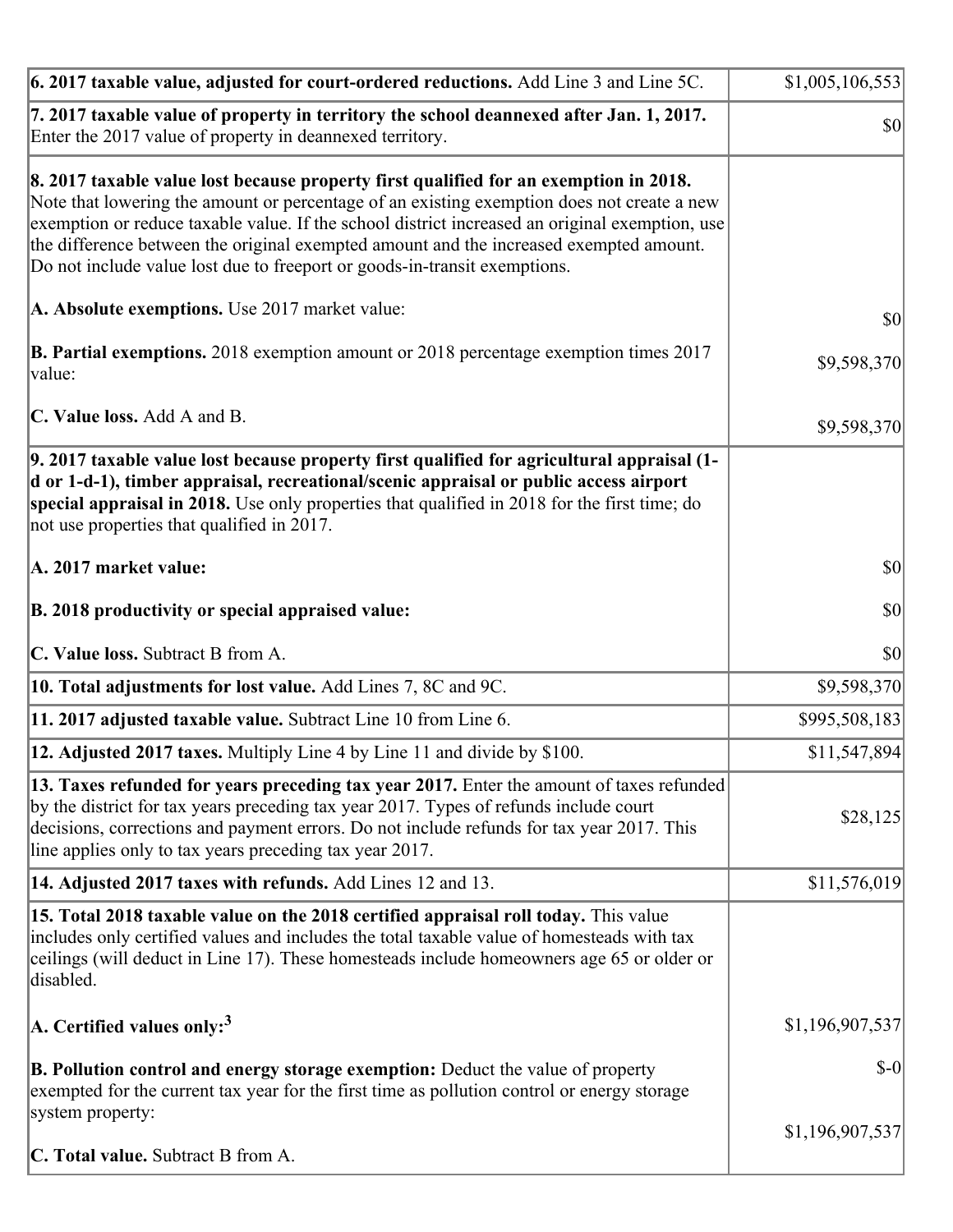| | |
|---|---|
| **6. 2017 taxable value, adjusted for court-ordered reductions.** Add Line 3 and Line 5C. | $1,005,106,553 |
| **7. 2017 taxable value of property in territory the school deannexed after Jan. 1, 2017.** Enter the 2017 value of property in deannexed territory. | $0 |
| **8. 2017 taxable value lost because property first qualified for an exemption in 2018.** Note that lowering the amount or percentage of an existing exemption does not create a new exemption or reduce taxable value. If the school district increased an original exemption, use the difference between the original exempted amount and the increased exempted amount. Do not include value lost due to freeport or goods-in-transit exemptions.<br><br>**A. Absolute exemptions.** Use 2017 market value:<br><br>**B. Partial exemptions.** 2018 exemption amount or 2018 percentage exemption times 2017 value:<br><br>**C. Value loss.** Add A and B. | <br><br><br><br><br>$0<br><br>$9,598,370<br><br>$9,598,370 |
| **9. 2017 taxable value lost because property first qualified for agricultural appraisal (1-d or 1-d-1), timber appraisal, recreational/scenic appraisal or public access airport special appraisal in 2018.** Use only properties that qualified in 2018 for the first time; do not use properties that qualified in 2017.<br><br>**A. 2017 market value:**<br><br>**B. 2018 productivity or special appraised value:**<br><br>**C. Value loss.** Subtract B from A. | <br><br><br><br>$0<br><br>$0<br><br>$0 |
| **10. Total adjustments for lost value.** Add Lines 7, 8C and 9C. | $9,598,370 |
| **11. 2017 adjusted taxable value.** Subtract Line 10 from Line 6. | $995,508,183 |
| **12. Adjusted 2017 taxes.** Multiply Line 4 by Line 11 and divide by $100. | $11,547,894 |
| **13. Taxes refunded for years preceding tax year 2017.** Enter the amount of taxes refunded by the district for tax years preceding tax year 2017. Types of refunds include court decisions, corrections and payment errors. Do not include refunds for tax year 2017. This line applies only to tax years preceding tax year 2017. | $28,125 |
| **14. Adjusted 2017 taxes with refunds.** Add Lines 12 and 13. | $11,576,019 |
| **15. Total 2018 taxable value on the 2018 certified appraisal roll today.** This value includes only certified values and includes the total taxable value of homesteads with tax ceilings (will deduct in Line 17). These homesteads include homeowners age 65 or older or disabled.<br><br>**A. Certified values only:**[3]<br><br>**B. Pollution control and energy storage exemption:** Deduct the value of property exempted for the current tax year for the first time as pollution control or energy storage system property:<br><br>**C. Total value.** Subtract B from A. | <br><br><br><br>$1,196,907,537<br><br>$-0<br><br>$1,196,907,537 |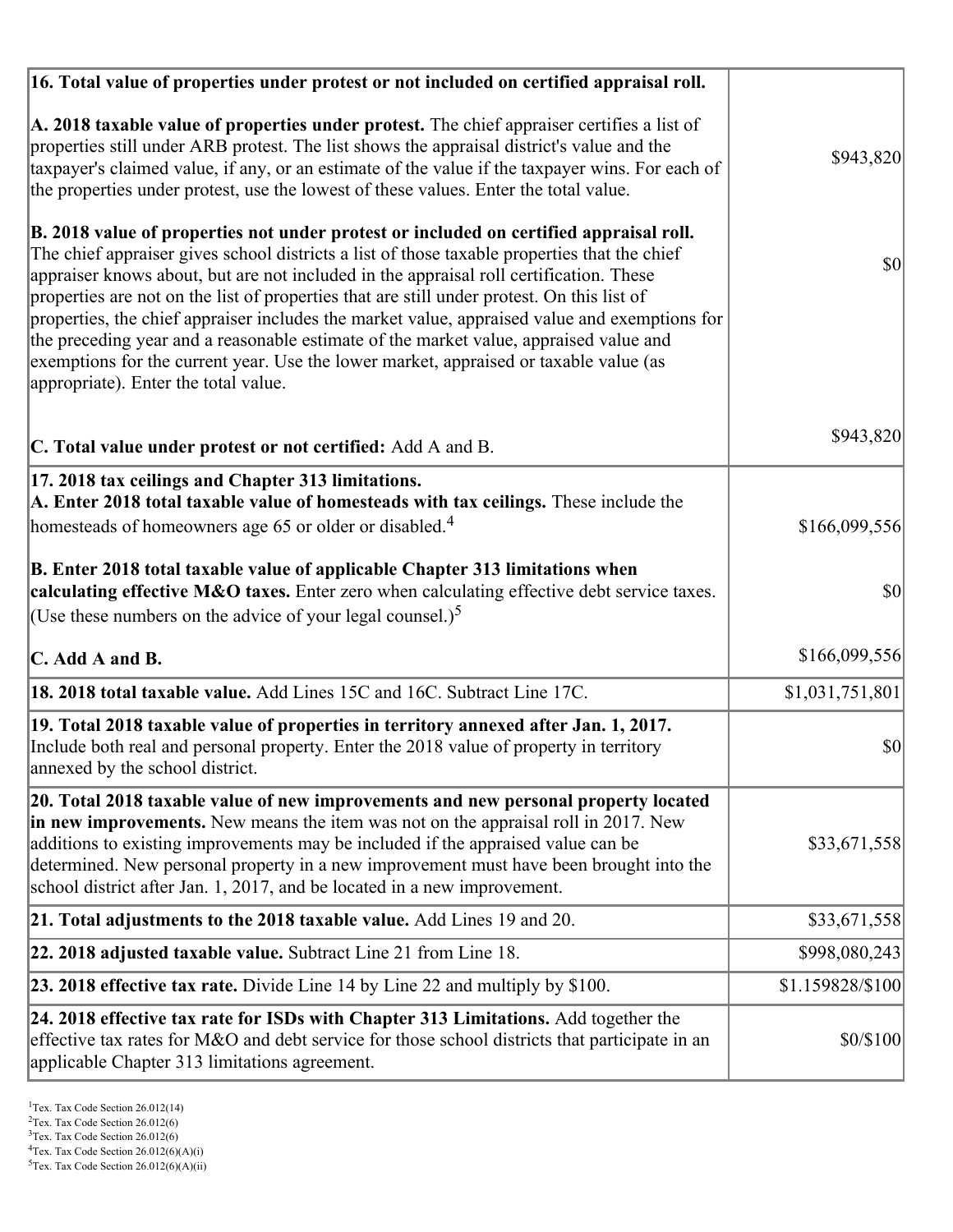| | |
|---|---|
| **16. Total value of properties under protest or not included on certified appraisal roll.** | |
| **A. 2018 taxable value of properties under protest.** The chief appraiser certifies a list of properties still under ARB protest. The list shows the appraisal district's value and the taxpayer's claimed value, if any, or an estimate of the value if the taxpayer wins. For each of the properties under protest, use the lowest of these values. Enter the total value. | $943,820 |
| **B. 2018 value of properties not under protest or included on certified appraisal roll.** The chief appraiser gives school districts a list of those taxable properties that the chief appraiser knows about, but are not included in the appraisal roll certification. These properties are not on the list of properties that are still under protest. On this list of properties, the chief appraiser includes the market value, appraised value and exemptions for the preceding year and a reasonable estimate of the market value, appraised value and exemptions for the current year. Use the lower market, appraised or taxable value (as appropriate). Enter the total value. | $0 |
| **C. Total value under protest or not certified:** Add A and B. | $943,820 |
| **17. 2018 tax ceilings and Chapter 313 limitations.** **A. Enter 2018 total taxable value of homesteads with tax ceilings.** These include the homesteads of homeowners age 65 or older or disabled.[4] | $166,099,556 |
| **B. Enter 2018 total taxable value of applicable Chapter 313 limitations when calculating effective M&O taxes.** Enter zero when calculating effective debt service taxes. (Use these numbers on the advice of your legal counsel.)[5] | $0 |
| **C. Add A and B.** | $166,099,556 |
| **18. 2018 total taxable value.** Add Lines 15C and 16C. Subtract Line 17C. | $1,031,751,801 |
| **19. Total 2018 taxable value of properties in territory annexed after Jan. 1, 2017.** Include both real and personal property. Enter the 2018 value of property in territory annexed by the school district. | $0 |
| **20. Total 2018 taxable value of new improvements and new personal property located in new improvements.** New means the item was not on the appraisal roll in 2017. New additions to existing improvements may be included if the appraised value can be determined. New personal property in a new improvement must have been brought into the school district after Jan. 1, 2017, and be located in a new improvement. | $33,671,558 |
| **21. Total adjustments to the 2018 taxable value.** Add Lines 19 and 20. | $33,671,558 |
| **22. 2018 adjusted taxable value.** Subtract Line 21 from Line 18. | $998,080,243 |
| **23. 2018 effective tax rate.** Divide Line 14 by Line 22 and multiply by $100. | $1.159828/$100 |
| **24. 2018 effective tax rate for ISDs with Chapter 313 Limitations.** Add together the effective tax rates for M&O and debt service for those school districts that participate in an applicable Chapter 313 limitations agreement. | $0/$100 |

[1]Tex. Tax Code Section 26.012(14)
[2]Tex. Tax Code Section 26.012(6)
[3]Tex. Tax Code Section 26.012(6)
[4]Tex. Tax Code Section 26.012(6)(A)(i)
[5]Tex. Tax Code Section 26.012(6)(A)(ii)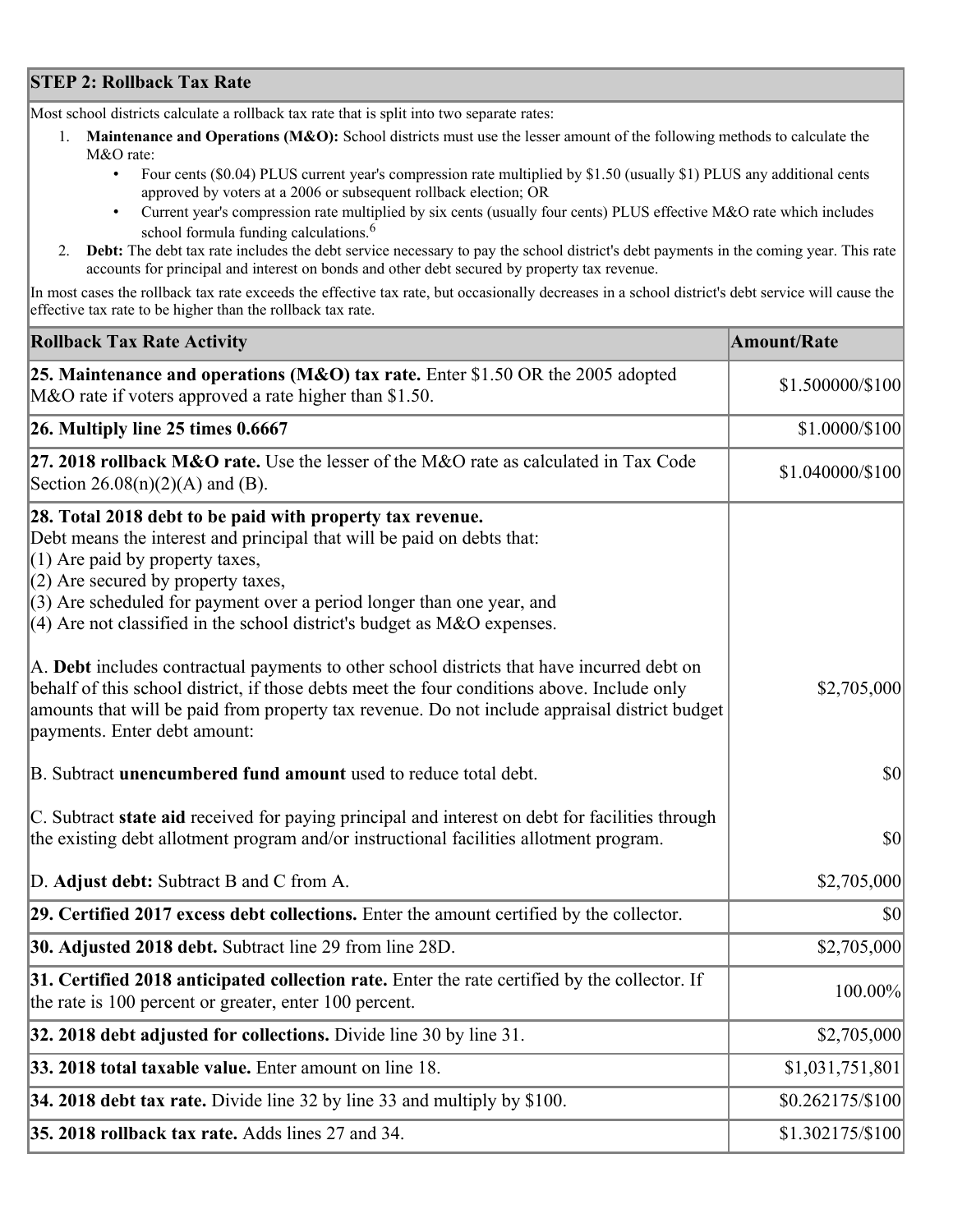## STEP 2: Rollback Tax Rate

Most school districts calculate a rollback tax rate that is split into two separate rates:

1. **Maintenance and Operations (M&O):** School districts must use the lesser amount of the following methods to calculate the M&O rate:
   - Four cents ($0.04) PLUS current year's compression rate multiplied by $1.50 (usually $1) PLUS any additional cents approved by voters at a 2006 or subsequent rollback election; OR
   - Current year's compression rate multiplied by six cents (usually four cents) PLUS effective M&O rate which includes school formula funding calculations.[6]
2. **Debt:** The debt tax rate includes the debt service necessary to pay the school district's debt payments in the coming year. This rate accounts for principal and interest on bonds and other debt secured by property tax revenue.

In most cases the rollback tax rate exceeds the effective tax rate, but occasionally decreases in a school district's debt service will cause the effective tax rate to be higher than the rollback tax rate.

| Rollback Tax Rate Activity | Amount/Rate |
|---|---|
| **25. Maintenance and operations (M&O) tax rate.** Enter $1.50 OR the 2005 adopted M&O rate if voters approved a rate higher than $1.50. | $1.500000/$100 |
| **26. Multiply line 25 times 0.6667** | $1.0000/$100 |
| **27. 2018 rollback M&O rate.** Use the lesser of the M&O rate as calculated in Tax Code Section 26.08(n)(2)(A) and (B). | $1.040000/$100 |
| **28. Total 2018 debt to be paid with property tax revenue.** Debt means the interest and principal that will be paid on debts that:<br>(1) Are paid by property taxes,<br>(2) Are secured by property taxes,<br>(3) Are scheduled for payment over a period longer than one year, and<br>(4) Are not classified in the school district's budget as M&O expenses.<br><br>A. **Debt** includes contractual payments to other school districts that have incurred debt on behalf of this school district, if those debts meet the four conditions above. Include only amounts that will be paid from property tax revenue. Do not include appraisal district budget payments. Enter debt amount: | $2,705,000 |
| B. Subtract **unencumbered fund amount** used to reduce total debt. | $0 |
| C. Subtract **state aid** received for paying principal and interest on debt for facilities through the existing debt allotment program and/or instructional facilities allotment program. | $0 |
| D. **Adjust debt:** Subtract B and C from A. | $2,705,000 |
| **29. Certified 2017 excess debt collections.** Enter the amount certified by the collector. | $0 |
| **30. Adjusted 2018 debt.** Subtract line 29 from line 28D. | $2,705,000 |
| **31. Certified 2018 anticipated collection rate.** Enter the rate certified by the collector. If the rate is 100 percent or greater, enter 100 percent. | 100.00% |
| **32. 2018 debt adjusted for collections.** Divide line 30 by line 31. | $2,705,000 |
| **33. 2018 total taxable value.** Enter amount on line 18. | $1,031,751,801 |
| **34. 2018 debt tax rate.** Divide line 32 by line 33 and multiply by $100. | $0.262175/$100 |
| **35. 2018 rollback tax rate.** Adds lines 27 and 34. | $1.302175/$100 |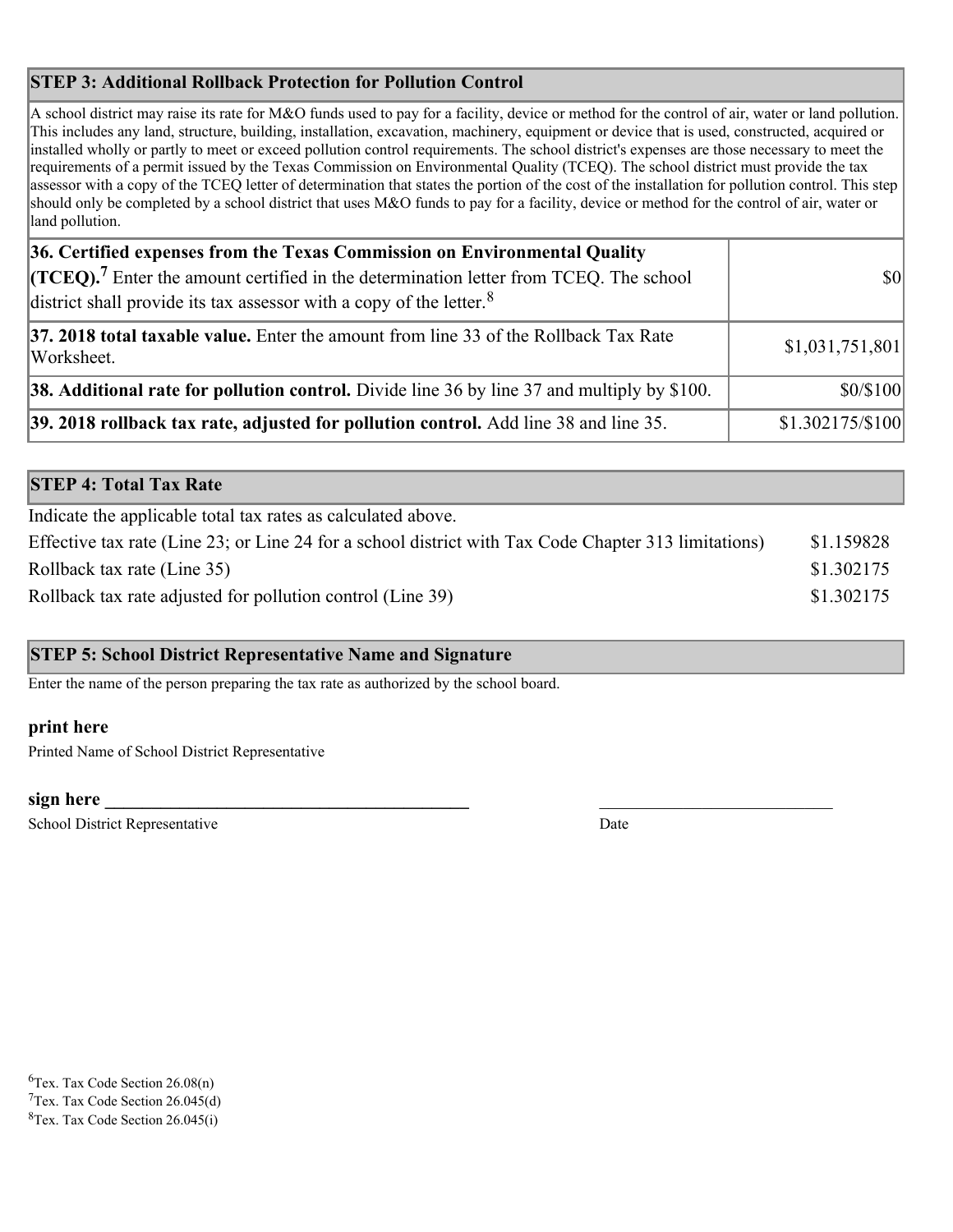## STEP 3: Additional Rollback Protection for Pollution Control

A school district may raise its rate for M&O funds used to pay for a facility, device or method for the control of air, water or land pollution. This includes any land, structure, building, installation, excavation, machinery, equipment or device that is used, constructed, acquired or installed wholly or partly to meet or exceed pollution control requirements. The school district's expenses are those necessary to meet the requirements of a permit issued by the Texas Commission on Environmental Quality (TCEQ). The school district must provide the tax assessor with a copy of the TCEQ letter of determination that states the portion of the cost of the installation for pollution control. This step should only be completed by a school district that uses M&O funds to pay for a facility, device or method for the control of air, water or land pollution.

| | |
|---|---|
| **36. Certified expenses from the Texas Commission on Environmental Quality (TCEQ).**[7] Enter the amount certified in the determination letter from TCEQ. The school district shall provide its tax assessor with a copy of the letter.[8] | $0 |
| **37. 2018 total taxable value.** Enter the amount from line 33 of the Rollback Tax Rate Worksheet. | $1,031,751,801 |
| **38. Additional rate for pollution control.** Divide line 36 by line 37 and multiply by $100. | $0/$100 |
| **39. 2018 rollback tax rate, adjusted for pollution control.** Add line 38 and line 35. | $1.302175/$100 |

## STEP 4: Total Tax Rate

Indicate the applicable total tax rates as calculated above.

| | |
|---|---|
| Effective tax rate (Line 23; or Line 24 for a school district with Tax Code Chapter 313 limitations) | $1.159828 |
| Rollback tax rate (Line 35) | $1.302175 |
| Rollback tax rate adjusted for pollution control (Line 39) | $1.302175 |

## STEP 5: School District Representative Name and Signature

Enter the name of the person preparing the tax rate as authorized by the school board.

**print here**

Printed Name of School District Representative

**sign here** ________________________________________ ____________________________

School District Representative Date

[6] Tex. Tax Code Section 26.08(n)
[7] Tex. Tax Code Section 26.045(d)
[8] Tex. Tax Code Section 26.045(i)